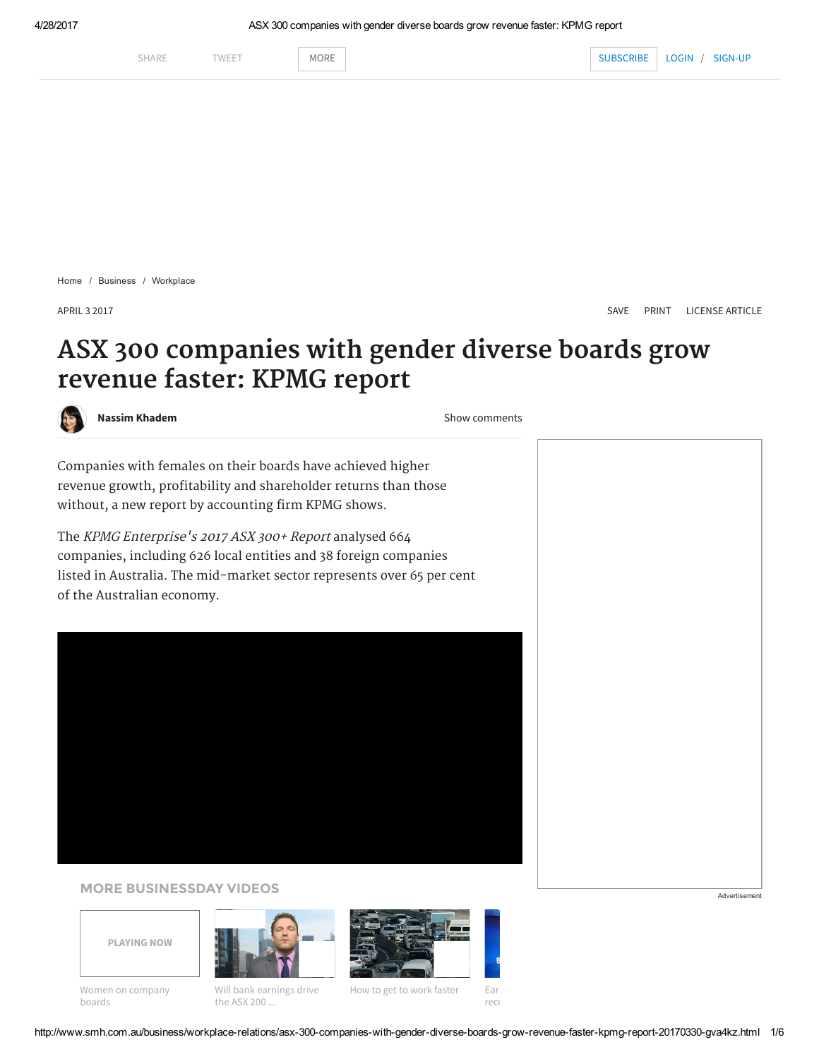Home / Business / Workplace

APRIL 3 2017

# ASX 300 companies with gender diverse boards grow revenue faster: KPMG report

**Nassim Khadem**

Companies with females on their boards have achieved higher revenue growth, profitability and shareholder returns than those without, a new report by accounting firm KPMG shows.

The *KPMG Enterprise's 2017 ASX 300+ Report* analysed 664 companies, including 626 local entities and 38 foreign companies listed in Australia. The mid-market sector represents over 65 per cent of the Australian economy.

MORE BUSINESSDAY VIDEOS

- PLAYING NOW — Women on company boards
- Will bank earnings drive the ASX 200 ...
- How to get to work faster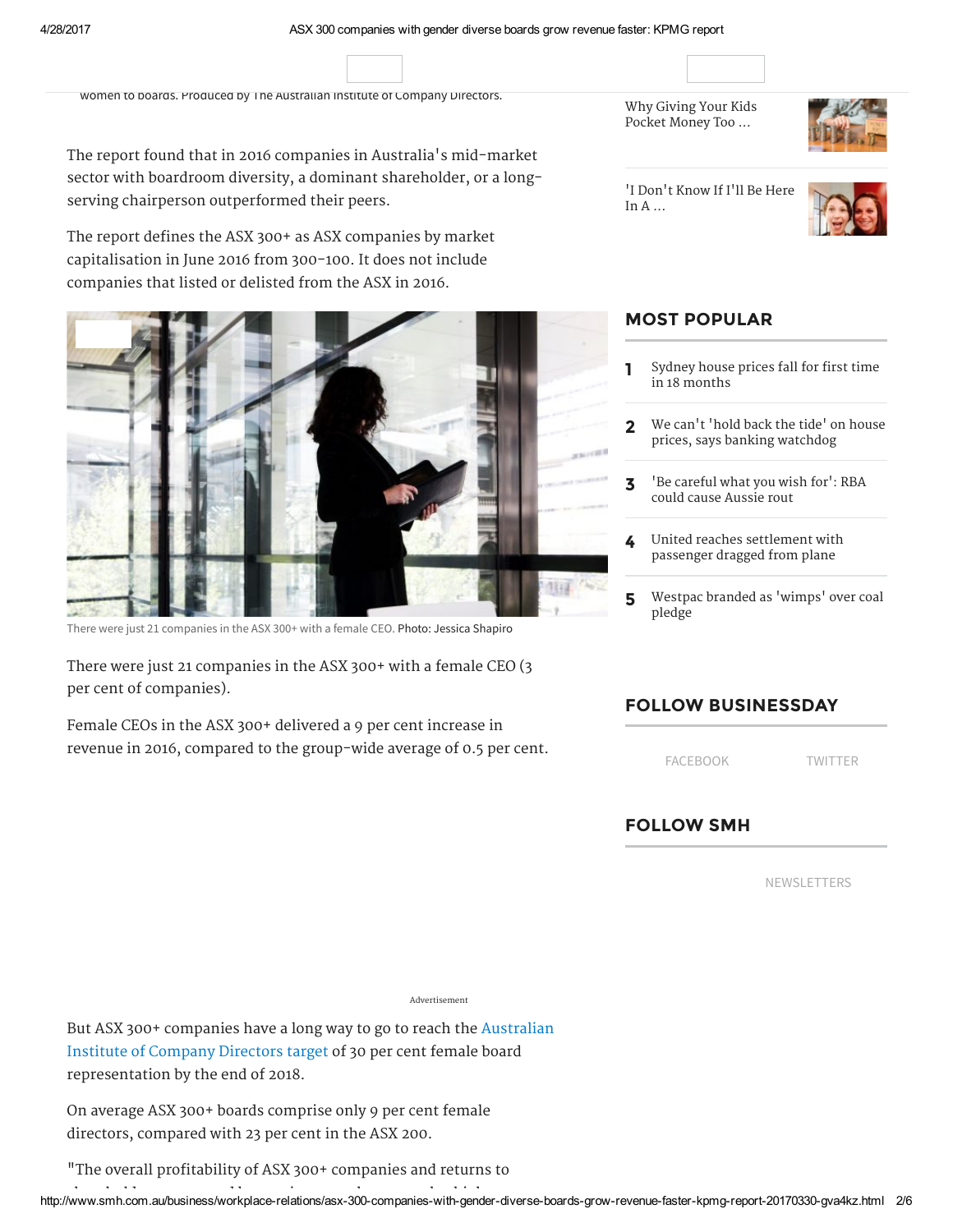women to boards. Produced by The Australian Institute of Company Directors.

The report found that in 2016 companies in Australia's mid-market sector with boardroom diversity, a dominant shareholder, or a long-serving chairperson outperformed their peers.

The report defines the ASX 300+ as ASX companies by market capitalisation in June 2016 from 300-100. It does not include companies that listed or delisted from the ASX in 2016.

There were just 21 companies in the ASX 300+ with a female CEO. Photo: Jessica Shapiro

There were just 21 companies in the ASX 300+ with a female CEO (3 per cent of companies).

Female CEOs in the ASX 300+ delivered a 9 per cent increase in revenue in 2016, compared to the group-wide average of 0.5 per cent.

But ASX 300+ companies have a long way to go to reach the Australian Institute of Company Directors target of 30 per cent female board representation by the end of 2018.

On average ASX 300+ boards comprise only 9 per cent female directors, compared with 23 per cent in the ASX 200.

"The overall profitability of ASX 300+ companies and returns to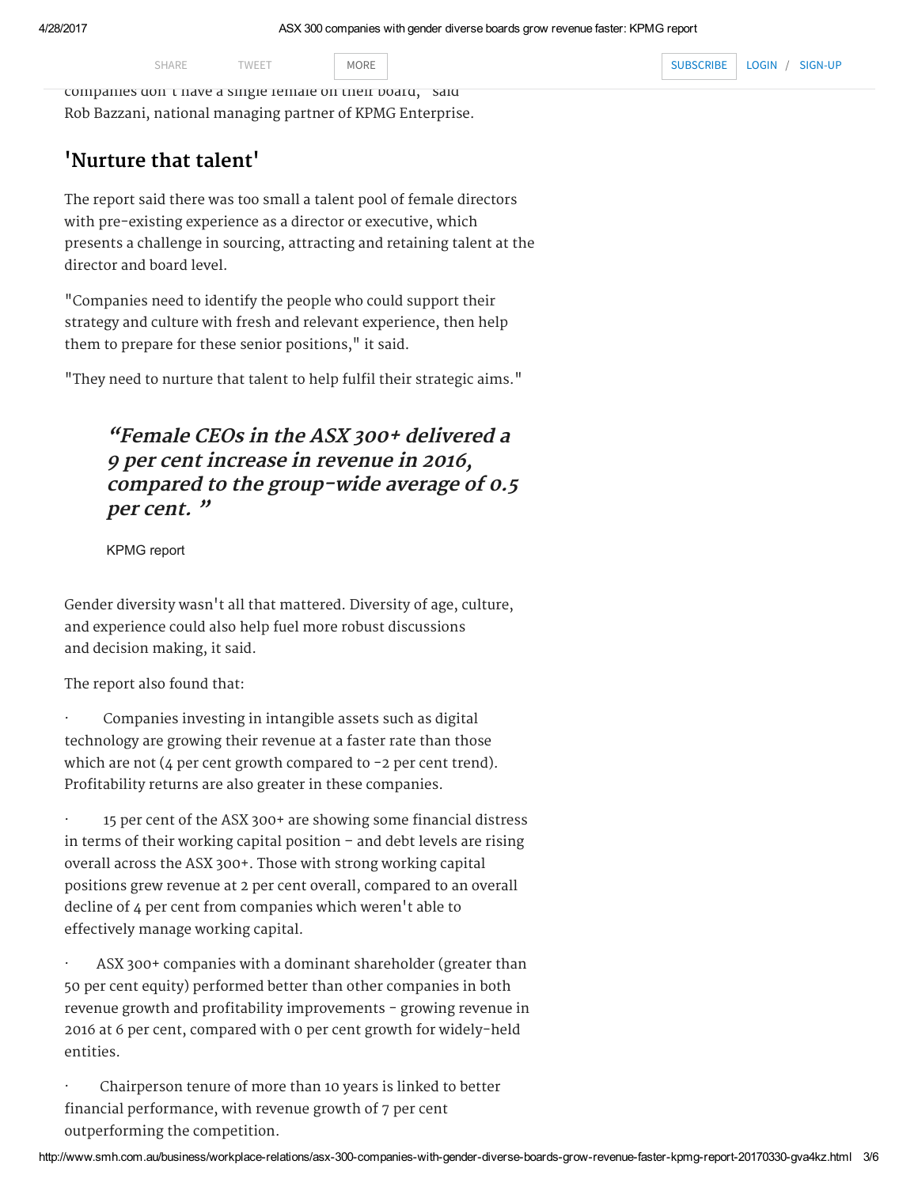companies don't have a single female on their board," said Rob Bazzani, national managing partner of KPMG Enterprise.

## 'Nurture that talent'

The report said there was too small a talent pool of female directors with pre-existing experience as a director or executive, which presents a challenge in sourcing, attracting and retaining talent at the director and board level.

"Companies need to identify the people who could support their strategy and culture with fresh and relevant experience, then help them to prepare for these senior positions," it said.

"They need to nurture that talent to help fulfil their strategic aims."

> ***"Female CEOs in the ASX 300+ delivered a 9 per cent increase in revenue in 2016, compared to the group-wide average of 0.5 per cent. "***
>
> KPMG report

Gender diversity wasn't all that mattered. Diversity of age, culture, and experience could also help fuel more robust discussions and decision making, it said.

The report also found that:

- Companies investing in intangible assets such as digital technology are growing their revenue at a faster rate than those which are not (4 per cent growth compared to -2 per cent trend). Profitability returns are also greater in these companies.

- 15 per cent of the ASX 300+ are showing some financial distress in terms of their working capital position – and debt levels are rising overall across the ASX 300+. Those with strong working capital positions grew revenue at 2 per cent overall, compared to an overall decline of 4 per cent from companies which weren't able to effectively manage working capital.

- ASX 300+ companies with a dominant shareholder (greater than 50 per cent equity) performed better than other companies in both revenue growth and profitability improvements - growing revenue in 2016 at 6 per cent, compared with 0 per cent growth for widely-held entities.

- Chairperson tenure of more than 10 years is linked to better financial performance, with revenue growth of 7 per cent outperforming the competition.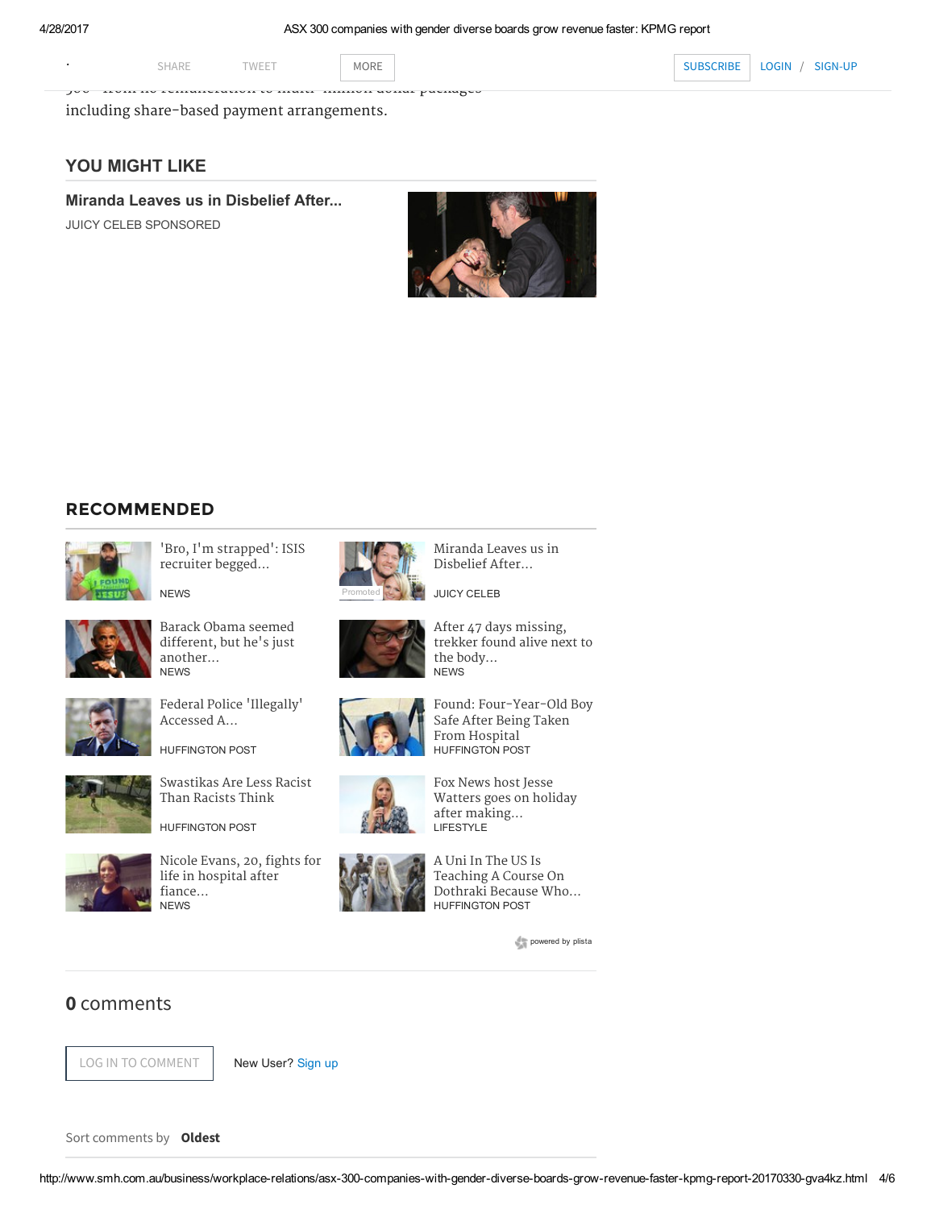including share-based payment arrangements.

## YOU MIGHT LIKE

**Miranda Leaves us in Disbelief After...**

JUICY CELEB SPONSORED

## RECOMMENDED

'Bro, I'm strapped': ISIS recruiter begged...
NEWS

Miranda Leaves us in Disbelief After...
JUICY CELEB

Barack Obama seemed different, but he's just another...
NEWS

After 47 days missing, trekker found alive next to the body...
NEWS

Federal Police 'Illegally' Accessed A...
HUFFINGTON POST

Found: Four-Year-Old Boy Safe After Being Taken From Hospital
HUFFINGTON POST

Swastikas Are Less Racist Than Racists Think
HUFFINGTON POST

Fox News host Jesse Watters goes on holiday after making...
LIFESTYLE

Nicole Evans, 20, fights for life in hospital after fiance...
NEWS

A Uni In The US Is Teaching A Course On Dothraki Because Who...
HUFFINGTON POST

powered by plista

**0** comments

LOG IN TO COMMENT

New User? Sign up

Sort comments by **Oldest**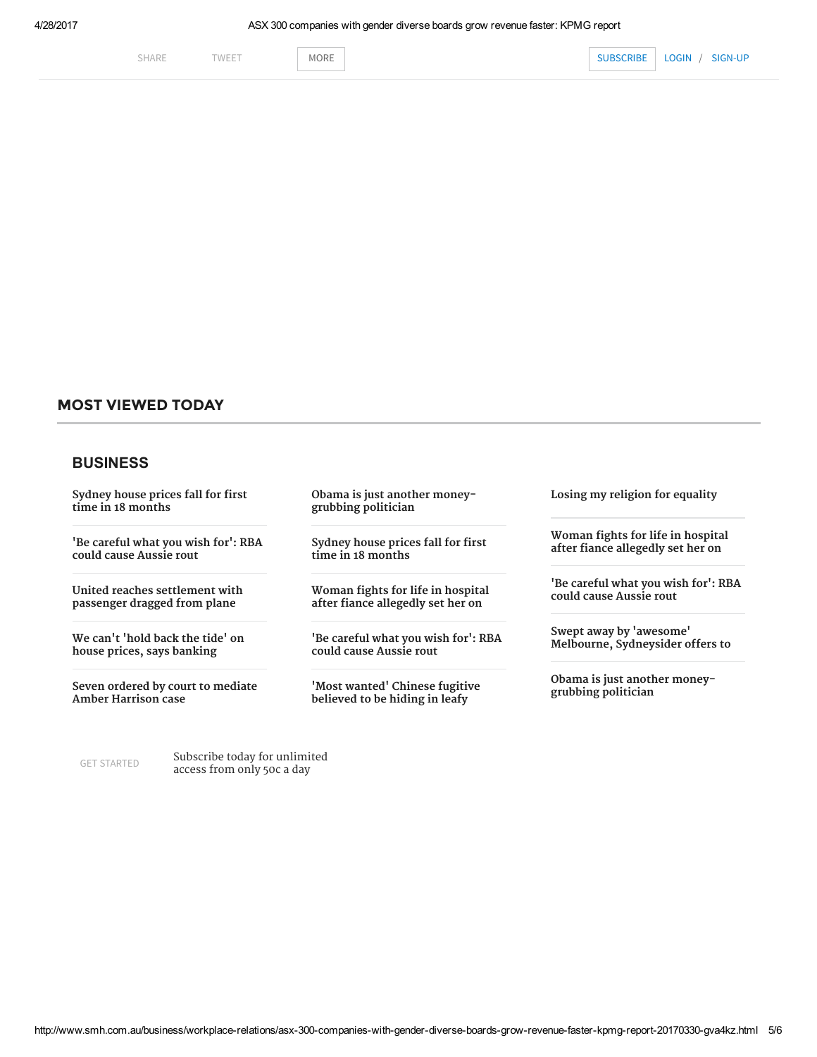SHARE TWEET MORE

SUBSCRIBE LOGIN / SIGN-UP

## MOST VIEWED TODAY

### BUSINESS

- Sydney house prices fall for first time in 18 months
- 'Be careful what you wish for': RBA could cause Aussie rout
- United reaches settlement with passenger dragged from plane
- We can't 'hold back the tide' on house prices, says banking
- Seven ordered by court to mediate Amber Harrison case
- Obama is just another money-grubbing politician
- Sydney house prices fall for first time in 18 months
- Woman fights for life in hospital after fiance allegedly set her on
- 'Be careful what you wish for': RBA could cause Aussie rout
- 'Most wanted' Chinese fugitive believed to be hiding in leafy
- Losing my religion for equality
- Woman fights for life in hospital after fiance allegedly set her on
- 'Be careful what you wish for': RBA could cause Aussie rout
- Swept away by 'awesome' Melbourne, Sydneysider offers to
- Obama is just another money-grubbing politician

GET STARTED

Subscribe today for unlimited access from only 50c a day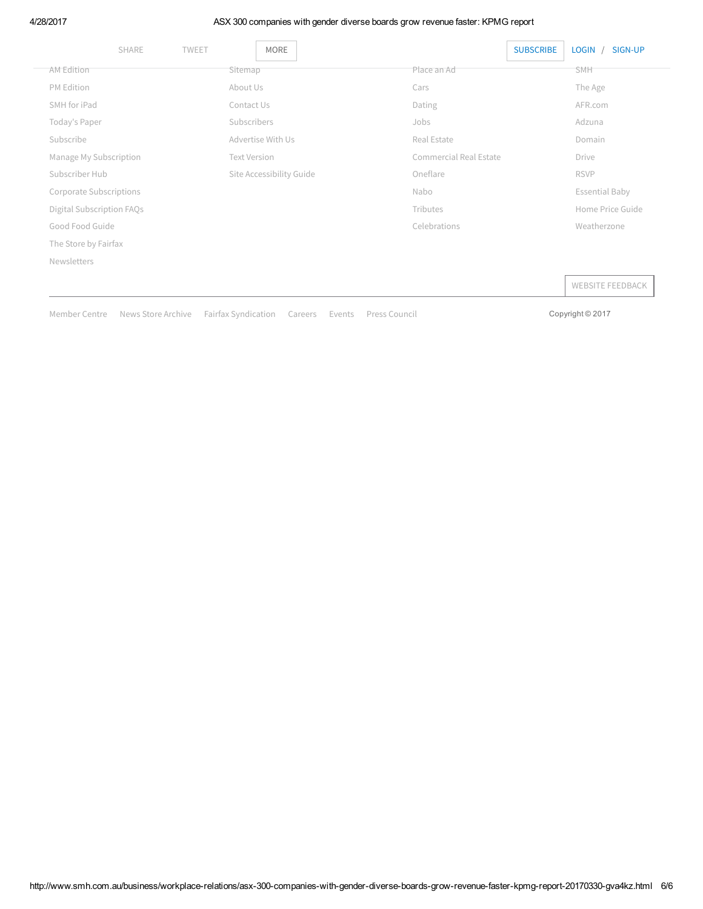SHARE TWEET MORE

SUBSCRIBE LOGIN / SIGN-UP

AM Edition
PM Edition
SMH for iPad
Today's Paper
Subscribe
Manage My Subscription
Subscriber Hub
Corporate Subscriptions
Digital Subscription FAQs
Good Food Guide
The Store by Fairfax
Newsletters

Sitemap
About Us
Contact Us
Subscribers
Advertise With Us
Text Version
Site Accessibility Guide

Place an Ad
Cars
Dating
Jobs
Real Estate
Commercial Real Estate
Oneflare
Nabo
Tributes
Celebrations

SMH
The Age
AFR.com
Adzuna
Domain
Drive
RSVP
Essential Baby
Home Price Guide
Weatherzone

WEBSITE FEEDBACK

Member Centre News Store Archive Fairfax Syndication Careers Events Press Council

Copyright © 2017